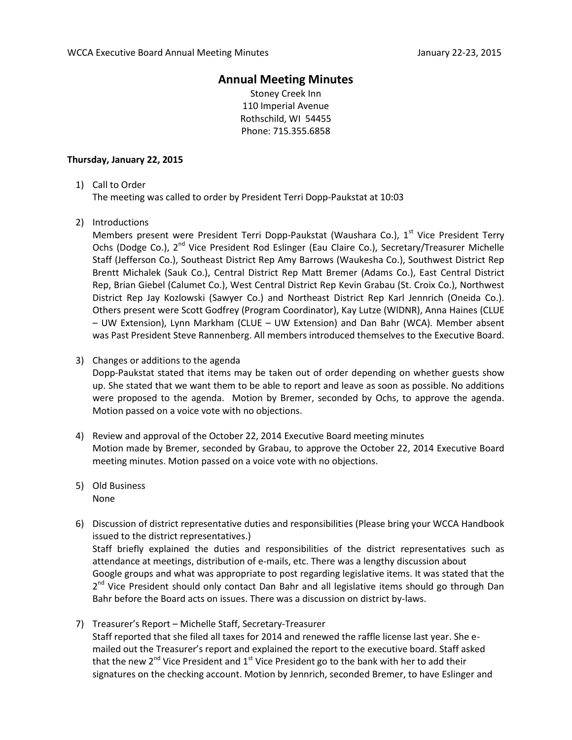# Annual Meeting Minutes

Stoney Creek Inn
110 Imperial Avenue
Rothschild, WI 54455
Phone: 715.355.6858

**Thursday, January 22, 2015**

1) Call to Order
   The meeting was called to order by President Terri Dopp-Paukstat at 10:03

2) Introductions
   Members present were President Terri Dopp-Paukstat (Waushara Co.), 1st Vice President Terry Ochs (Dodge Co.), 2nd Vice President Rod Eslinger (Eau Claire Co.), Secretary/Treasurer Michelle Staff (Jefferson Co.), Southeast District Rep Amy Barrows (Waukesha Co.), Southwest District Rep Brentt Michalek (Sauk Co.), Central District Rep Matt Bremer (Adams Co.), East Central District Rep, Brian Giebel (Calumet Co.), West Central District Rep Kevin Grabau (St. Croix Co.), Northwest District Rep Jay Kozlowski (Sawyer Co.) and Northeast District Rep Karl Jennrich (Oneida Co.). Others present were Scott Godfrey (Program Coordinator), Kay Lutze (WIDNR), Anna Haines (CLUE – UW Extension), Lynn Markham (CLUE – UW Extension) and Dan Bahr (WCA). Member absent was Past President Steve Rannenberg. All members introduced themselves to the Executive Board.

3) Changes or additions to the agenda
   Dopp-Paukstat stated that items may be taken out of order depending on whether guests show up. She stated that we want them to be able to report and leave as soon as possible. No additions were proposed to the agenda. Motion by Bremer, seconded by Ochs, to approve the agenda. Motion passed on a voice vote with no objections.

4) Review and approval of the October 22, 2014 Executive Board meeting minutes
   Motion made by Bremer, seconded by Grabau, to approve the October 22, 2014 Executive Board meeting minutes. Motion passed on a voice vote with no objections.

5) Old Business
   None

6) Discussion of district representative duties and responsibilities (Please bring your WCCA Handbook issued to the district representatives.)
   Staff briefly explained the duties and responsibilities of the district representatives such as attendance at meetings, distribution of e-mails, etc. There was a lengthy discussion about Google groups and what was appropriate to post regarding legislative items. It was stated that the 2nd Vice President should only contact Dan Bahr and all legislative items should go through Dan Bahr before the Board acts on issues. There was a discussion on district by-laws.

7) Treasurer's Report – Michelle Staff, Secretary-Treasurer
   Staff reported that she filed all taxes for 2014 and renewed the raffle license last year. She e-mailed out the Treasurer's report and explained the report to the executive board. Staff asked that the new 2nd Vice President and 1st Vice President go to the bank with her to add their signatures on the checking account. Motion by Jennrich, seconded Bremer, to have Eslinger and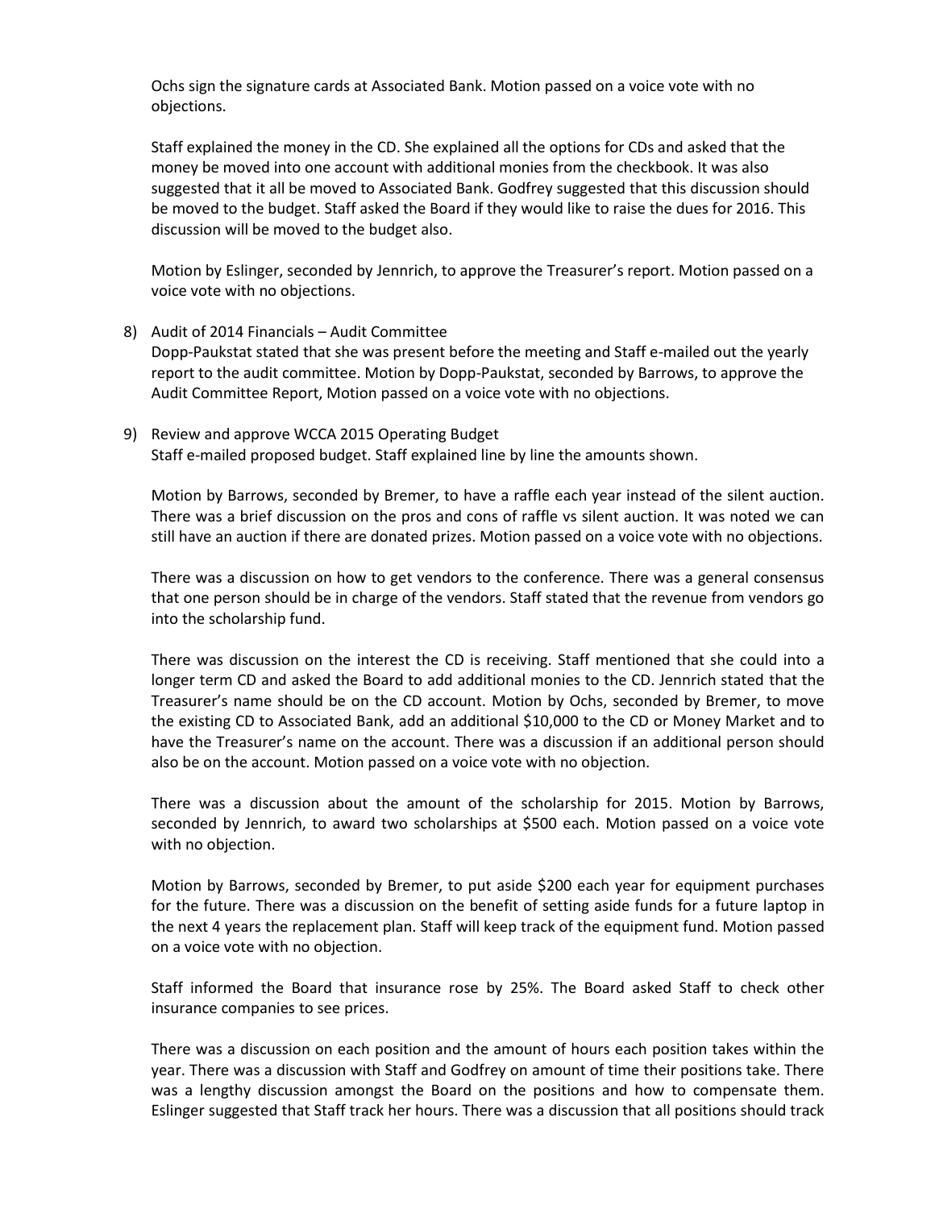Ochs sign the signature cards at Associated Bank. Motion passed on a voice vote with no objections.

Staff explained the money in the CD. She explained all the options for CDs and asked that the money be moved into one account with additional monies from the checkbook. It was also suggested that it all be moved to Associated Bank. Godfrey suggested that this discussion should be moved to the budget. Staff asked the Board if they would like to raise the dues for 2016. This discussion will be moved to the budget also.

Motion by Eslinger, seconded by Jennrich, to approve the Treasurer's report. Motion passed on a voice vote with no objections.

8) Audit of 2014 Financials – Audit Committee
   Dopp-Paukstat stated that she was present before the meeting and Staff e-mailed out the yearly report to the audit committee. Motion by Dopp-Paukstat, seconded by Barrows, to approve the Audit Committee Report, Motion passed on a voice vote with no objections.

9) Review and approve WCCA 2015 Operating Budget
   Staff e-mailed proposed budget. Staff explained line by line the amounts shown.

   Motion by Barrows, seconded by Bremer, to have a raffle each year instead of the silent auction. There was a brief discussion on the pros and cons of raffle vs silent auction. It was noted we can still have an auction if there are donated prizes. Motion passed on a voice vote with no objections.

   There was a discussion on how to get vendors to the conference. There was a general consensus that one person should be in charge of the vendors. Staff stated that the revenue from vendors go into the scholarship fund.

   There was discussion on the interest the CD is receiving. Staff mentioned that she could into a longer term CD and asked the Board to add additional monies to the CD. Jennrich stated that the Treasurer's name should be on the CD account. Motion by Ochs, seconded by Bremer, to move the existing CD to Associated Bank, add an additional $10,000 to the CD or Money Market and to have the Treasurer's name on the account. There was a discussion if an additional person should also be on the account. Motion passed on a voice vote with no objection.

   There was a discussion about the amount of the scholarship for 2015. Motion by Barrows, seconded by Jennrich, to award two scholarships at $500 each. Motion passed on a voice vote with no objection.

   Motion by Barrows, seconded by Bremer, to put aside $200 each year for equipment purchases for the future. There was a discussion on the benefit of setting aside funds for a future laptop in the next 4 years the replacement plan. Staff will keep track of the equipment fund. Motion passed on a voice vote with no objection.

   Staff informed the Board that insurance rose by 25%. The Board asked Staff to check other insurance companies to see prices.

   There was a discussion on each position and the amount of hours each position takes within the year. There was a discussion with Staff and Godfrey on amount of time their positions take. There was a lengthy discussion amongst the Board on the positions and how to compensate them. Eslinger suggested that Staff track her hours. There was a discussion that all positions should track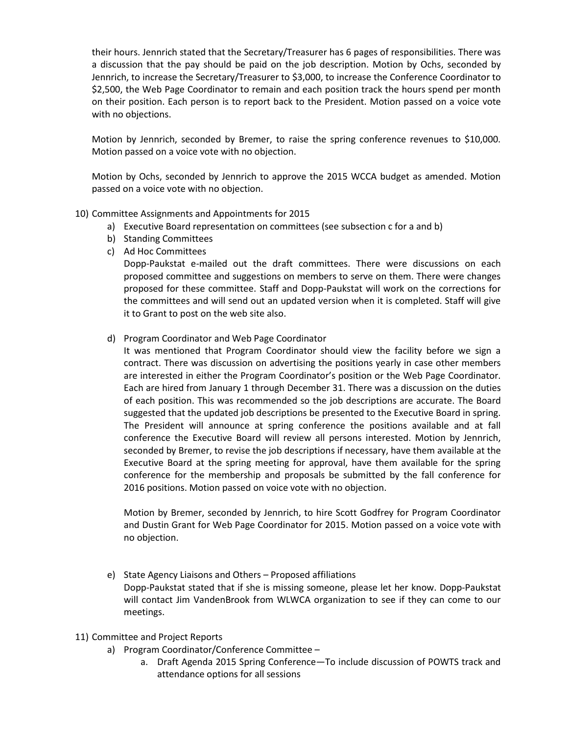their hours. Jennrich stated that the Secretary/Treasurer has 6 pages of responsibilities. There was a discussion that the pay should be paid on the job description. Motion by Ochs, seconded by Jennrich, to increase the Secretary/Treasurer to $3,000, to increase the Conference Coordinator to $2,500, the Web Page Coordinator to remain and each position track the hours spend per month on their position. Each person is to report back to the President. Motion passed on a voice vote with no objections.

Motion by Jennrich, seconded by Bremer, to raise the spring conference revenues to $10,000. Motion passed on a voice vote with no objection.

Motion by Ochs, seconded by Jennrich to approve the 2015 WCCA budget as amended. Motion passed on a voice vote with no objection.

10) Committee Assignments and Appointments for 2015
   a) Executive Board representation on committees (see subsection c for a and b)
   b) Standing Committees
   c) Ad Hoc Committees
      Dopp-Paukstat e-mailed out the draft committees. There were discussions on each proposed committee and suggestions on members to serve on them. There were changes proposed for these committee. Staff and Dopp-Paukstat will work on the corrections for the committees and will send out an updated version when it is completed. Staff will give it to Grant to post on the web site also.

   d) Program Coordinator and Web Page Coordinator
      It was mentioned that Program Coordinator should view the facility before we sign a contract. There was discussion on advertising the positions yearly in case other members are interested in either the Program Coordinator's position or the Web Page Coordinator. Each are hired from January 1 through December 31. There was a discussion on the duties of each position. This was recommended so the job descriptions are accurate. The Board suggested that the updated job descriptions be presented to the Executive Board in spring. The President will announce at spring conference the positions available and at fall conference the Executive Board will review all persons interested. Motion by Jennrich, seconded by Bremer, to revise the job descriptions if necessary, have them available at the Executive Board at the spring meeting for approval, have them available for the spring conference for the membership and proposals be submitted by the fall conference for 2016 positions. Motion passed on voice vote with no objection.

      Motion by Bremer, seconded by Jennrich, to hire Scott Godfrey for Program Coordinator and Dustin Grant for Web Page Coordinator for 2015. Motion passed on a voice vote with no objection.

   e) State Agency Liaisons and Others – Proposed affiliations
      Dopp-Paukstat stated that if she is missing someone, please let her know. Dopp-Paukstat will contact Jim VandenBrook from WLWCA organization to see if they can come to our meetings.

11) Committee and Project Reports
   a) Program Coordinator/Conference Committee –
      a. Draft Agenda 2015 Spring Conference—To include discussion of POWTS track and attendance options for all sessions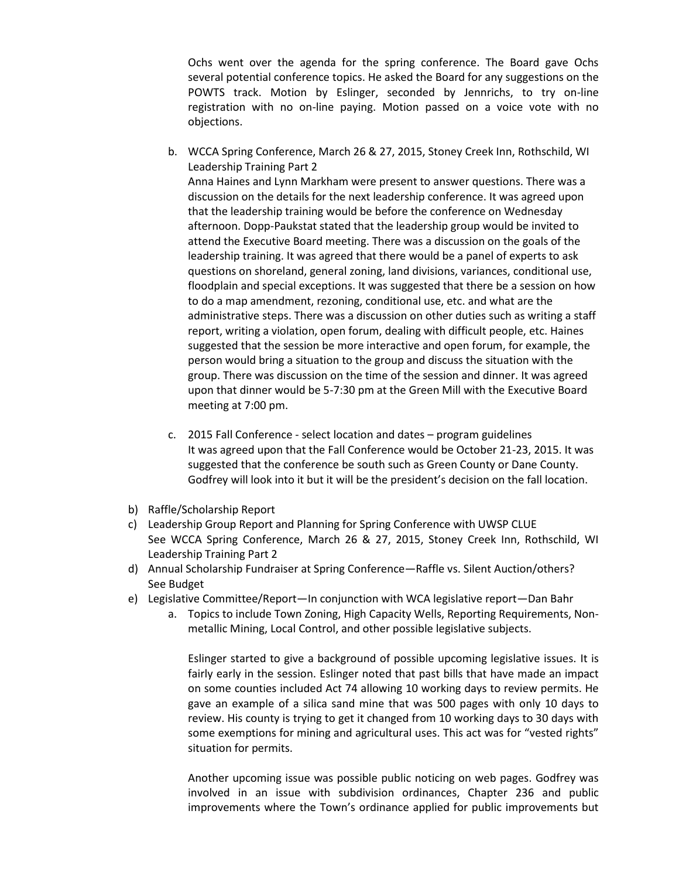Ochs went over the agenda for the spring conference. The Board gave Ochs several potential conference topics. He asked the Board for any suggestions on the POWTS track. Motion by Eslinger, seconded by Jennrichs, to try on-line registration with no on-line paying. Motion passed on a voice vote with no objections.

   b. WCCA Spring Conference, March 26 & 27, 2015, Stoney Creek Inn, Rothschild, WI Leadership Training Part 2

      Anna Haines and Lynn Markham were present to answer questions. There was a discussion on the details for the next leadership conference. It was agreed upon that the leadership training would be before the conference on Wednesday afternoon. Dopp-Paukstat stated that the leadership group would be invited to attend the Executive Board meeting. There was a discussion on the goals of the leadership training. It was agreed that there would be a panel of experts to ask questions on shoreland, general zoning, land divisions, variances, conditional use, floodplain and special exceptions. It was suggested that there be a session on how to do a map amendment, rezoning, conditional use, etc. and what are the administrative steps. There was a discussion on other duties such as writing a staff report, writing a violation, open forum, dealing with difficult people, etc. Haines suggested that the session be more interactive and open forum, for example, the person would bring a situation to the group and discuss the situation with the group. There was discussion on the time of the session and dinner. It was agreed upon that dinner would be 5-7:30 pm at the Green Mill with the Executive Board meeting at 7:00 pm.

   c. 2015 Fall Conference - select location and dates – program guidelines

      It was agreed upon that the Fall Conference would be October 21-23, 2015. It was suggested that the conference be south such as Green County or Dane County. Godfrey will look into it but it will be the president's decision on the fall location.

b) Raffle/Scholarship Report

c) Leadership Group Report and Planning for Spring Conference with UWSP CLUE
   See WCCA Spring Conference, March 26 & 27, 2015, Stoney Creek Inn, Rothschild, WI Leadership Training Part 2

d) Annual Scholarship Fundraiser at Spring Conference—Raffle vs. Silent Auction/others?
   See Budget

e) Legislative Committee/Report—In conjunction with WCA legislative report—Dan Bahr

   a. Topics to include Town Zoning, High Capacity Wells, Reporting Requirements, Non-metallic Mining, Local Control, and other possible legislative subjects.

      Eslinger started to give a background of possible upcoming legislative issues. It is fairly early in the session. Eslinger noted that past bills that have made an impact on some counties included Act 74 allowing 10 working days to review permits. He gave an example of a silica sand mine that was 500 pages with only 10 days to review. His county is trying to get it changed from 10 working days to 30 days with some exemptions for mining and agricultural uses. This act was for "vested rights" situation for permits.

      Another upcoming issue was possible public noticing on web pages. Godfrey was involved in an issue with subdivision ordinances, Chapter 236 and public improvements where the Town's ordinance applied for public improvements but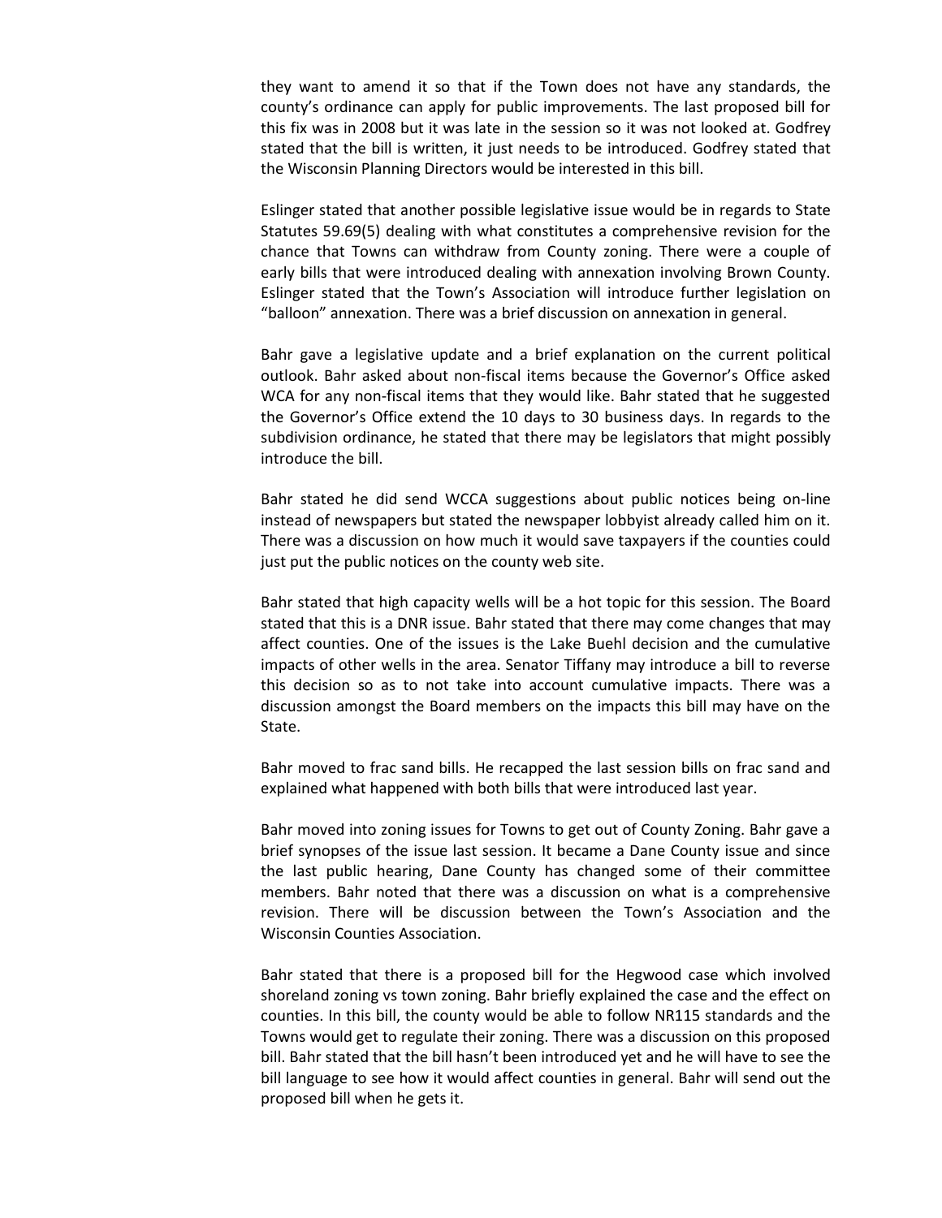they want to amend it so that if the Town does not have any standards, the county's ordinance can apply for public improvements. The last proposed bill for this fix was in 2008 but it was late in the session so it was not looked at. Godfrey stated that the bill is written, it just needs to be introduced. Godfrey stated that the Wisconsin Planning Directors would be interested in this bill.

Eslinger stated that another possible legislative issue would be in regards to State Statutes 59.69(5) dealing with what constitutes a comprehensive revision for the chance that Towns can withdraw from County zoning. There were a couple of early bills that were introduced dealing with annexation involving Brown County. Eslinger stated that the Town's Association will introduce further legislation on "balloon" annexation. There was a brief discussion on annexation in general.

Bahr gave a legislative update and a brief explanation on the current political outlook. Bahr asked about non-fiscal items because the Governor's Office asked WCA for any non-fiscal items that they would like. Bahr stated that he suggested the Governor's Office extend the 10 days to 30 business days. In regards to the subdivision ordinance, he stated that there may be legislators that might possibly introduce the bill.

Bahr stated he did send WCCA suggestions about public notices being on-line instead of newspapers but stated the newspaper lobbyist already called him on it. There was a discussion on how much it would save taxpayers if the counties could just put the public notices on the county web site.

Bahr stated that high capacity wells will be a hot topic for this session. The Board stated that this is a DNR issue. Bahr stated that there may come changes that may affect counties. One of the issues is the Lake Buehl decision and the cumulative impacts of other wells in the area. Senator Tiffany may introduce a bill to reverse this decision so as to not take into account cumulative impacts. There was a discussion amongst the Board members on the impacts this bill may have on the State.

Bahr moved to frac sand bills. He recapped the last session bills on frac sand and explained what happened with both bills that were introduced last year.

Bahr moved into zoning issues for Towns to get out of County Zoning. Bahr gave a brief synopses of the issue last session. It became a Dane County issue and since the last public hearing, Dane County has changed some of their committee members. Bahr noted that there was a discussion on what is a comprehensive revision. There will be discussion between the Town's Association and the Wisconsin Counties Association.

Bahr stated that there is a proposed bill for the Hegwood case which involved shoreland zoning vs town zoning. Bahr briefly explained the case and the effect on counties. In this bill, the county would be able to follow NR115 standards and the Towns would get to regulate their zoning. There was a discussion on this proposed bill. Bahr stated that the bill hasn't been introduced yet and he will have to see the bill language to see how it would affect counties in general. Bahr will send out the proposed bill when he gets it.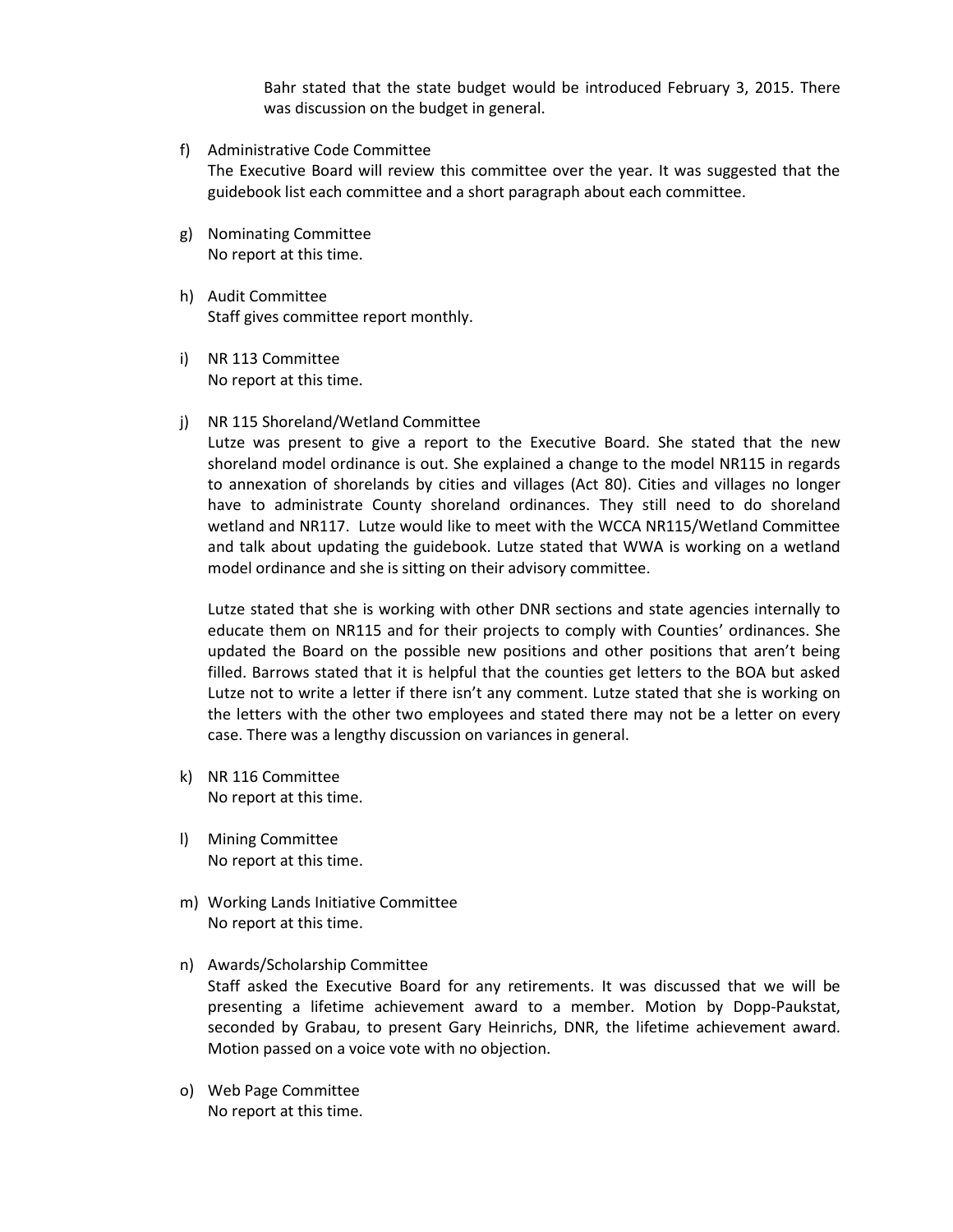Bahr stated that the state budget would be introduced February 3, 2015. There was discussion on the budget in general.

f) Administrative Code Committee
The Executive Board will review this committee over the year. It was suggested that the guidebook list each committee and a short paragraph about each committee.

g) Nominating Committee
No report at this time.

h) Audit Committee
Staff gives committee report monthly.

i) NR 113 Committee
No report at this time.

j) NR 115 Shoreland/Wetland Committee
Lutze was present to give a report to the Executive Board. She stated that the new shoreland model ordinance is out. She explained a change to the model NR115 in regards to annexation of shorelands by cities and villages (Act 80). Cities and villages no longer have to administrate County shoreland ordinances. They still need to do shoreland wetland and NR117. Lutze would like to meet with the WCCA NR115/Wetland Committee and talk about updating the guidebook. Lutze stated that WWA is working on a wetland model ordinance and she is sitting on their advisory committee.

   Lutze stated that she is working with other DNR sections and state agencies internally to educate them on NR115 and for their projects to comply with Counties' ordinances. She updated the Board on the possible new positions and other positions that aren't being filled. Barrows stated that it is helpful that the counties get letters to the BOA but asked Lutze not to write a letter if there isn't any comment. Lutze stated that she is working on the letters with the other two employees and stated there may not be a letter on every case. There was a lengthy discussion on variances in general.

k) NR 116 Committee
No report at this time.

l) Mining Committee
No report at this time.

m) Working Lands Initiative Committee
No report at this time.

n) Awards/Scholarship Committee
Staff asked the Executive Board for any retirements. It was discussed that we will be presenting a lifetime achievement award to a member. Motion by Dopp-Paukstat, seconded by Grabau, to present Gary Heinrichs, DNR, the lifetime achievement award. Motion passed on a voice vote with no objection.

o) Web Page Committee
No report at this time.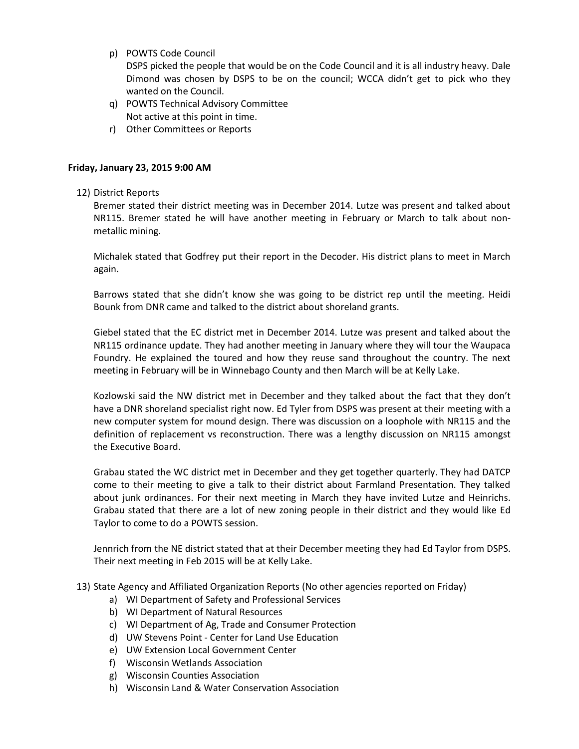p) POWTS Code Council
   DSPS picked the people that would be on the Code Council and it is all industry heavy. Dale Dimond was chosen by DSPS to be on the council; WCCA didn't get to pick who they wanted on the Council.
q) POWTS Technical Advisory Committee
   Not active at this point in time.
r) Other Committees or Reports

**Friday, January 23, 2015 9:00 AM**

12) District Reports

    Bremer stated their district meeting was in December 2014. Lutze was present and talked about NR115. Bremer stated he will have another meeting in February or March to talk about non-metallic mining.

    Michalek stated that Godfrey put their report in the Decoder. His district plans to meet in March again.

    Barrows stated that she didn't know she was going to be district rep until the meeting. Heidi Bounk from DNR came and talked to the district about shoreland grants.

    Giebel stated that the EC district met in December 2014. Lutze was present and talked about the NR115 ordinance update. They had another meeting in January where they will tour the Waupaca Foundry. He explained the toured and how they reuse sand throughout the country. The next meeting in February will be in Winnebago County and then March will be at Kelly Lake.

    Kozlowski said the NW district met in December and they talked about the fact that they don't have a DNR shoreland specialist right now. Ed Tyler from DSPS was present at their meeting with a new computer system for mound design. There was discussion on a loophole with NR115 and the definition of replacement vs reconstruction. There was a lengthy discussion on NR115 amongst the Executive Board.

    Grabau stated the WC district met in December and they get together quarterly. They had DATCP come to their meeting to give a talk to their district about Farmland Presentation. They talked about junk ordinances. For their next meeting in March they have invited Lutze and Heinrichs. Grabau stated that there are a lot of new zoning people in their district and they would like Ed Taylor to come to do a POWTS session.

    Jennrich from the NE district stated that at their December meeting they had Ed Taylor from DSPS. Their next meeting in Feb 2015 will be at Kelly Lake.

13) State Agency and Affiliated Organization Reports (No other agencies reported on Friday)
    a) WI Department of Safety and Professional Services
    b) WI Department of Natural Resources
    c) WI Department of Ag, Trade and Consumer Protection
    d) UW Stevens Point - Center for Land Use Education
    e) UW Extension Local Government Center
    f) Wisconsin Wetlands Association
    g) Wisconsin Counties Association
    h) Wisconsin Land & Water Conservation Association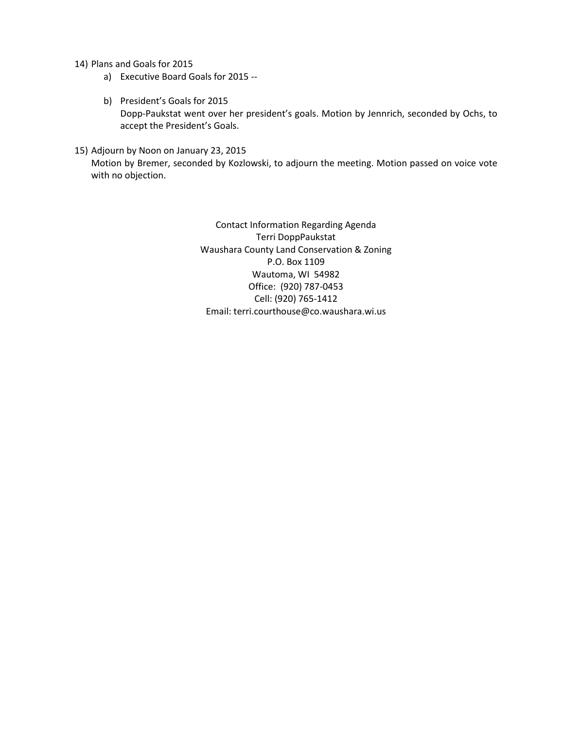14) Plans and Goals for 2015
    a) Executive Board Goals for 2015 --

    b) President's Goals for 2015
       Dopp-Paukstat went over her president's goals. Motion by Jennrich, seconded by Ochs, to accept the President's Goals.

15) Adjourn by Noon on January 23, 2015
    Motion by Bremer, seconded by Kozlowski, to adjourn the meeting. Motion passed on voice vote with no objection.

Contact Information Regarding Agenda
Terri DoppPaukstat
Waushara County Land Conservation & Zoning
P.O. Box 1109
Wautoma, WI 54982
Office: (920) 787-0453
Cell: (920) 765-1412
Email: terri.courthouse@co.waushara.wi.us